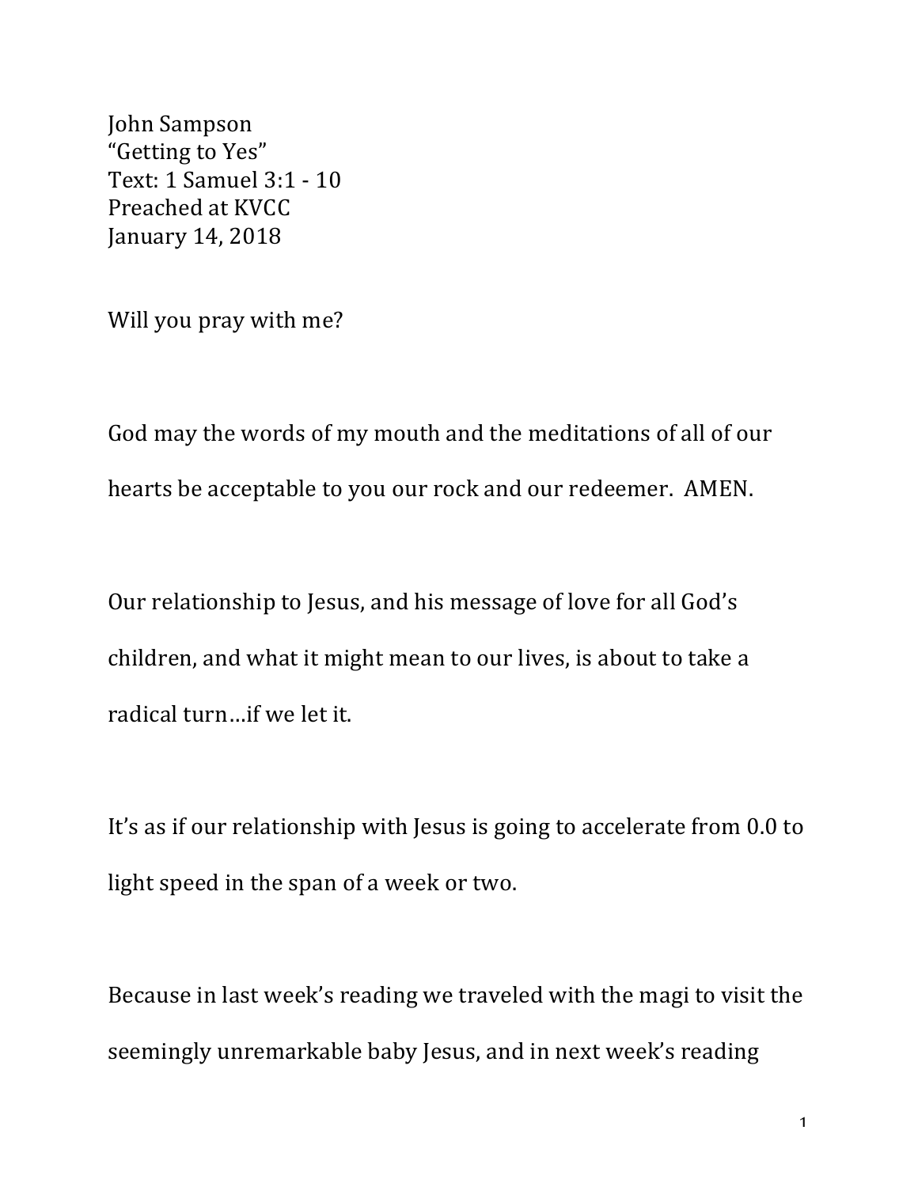John Sampson
"Getting to Yes"
Text: 1 Samuel 3:1 - 10
Preached at KVCC
January 14, 2018

Will you pray with me?

God may the words of my mouth and the meditations of all of our hearts be acceptable to you our rock and our redeemer. AMEN.

Our relationship to Jesus, and his message of love for all God's children, and what it might mean to our lives, is about to take a radical turn…if we let it.

It's as if our relationship with Jesus is going to accelerate from 0.0 to light speed in the span of a week or two.

Because in last week's reading we traveled with the magi to visit the seemingly unremarkable baby Jesus, and in next week's reading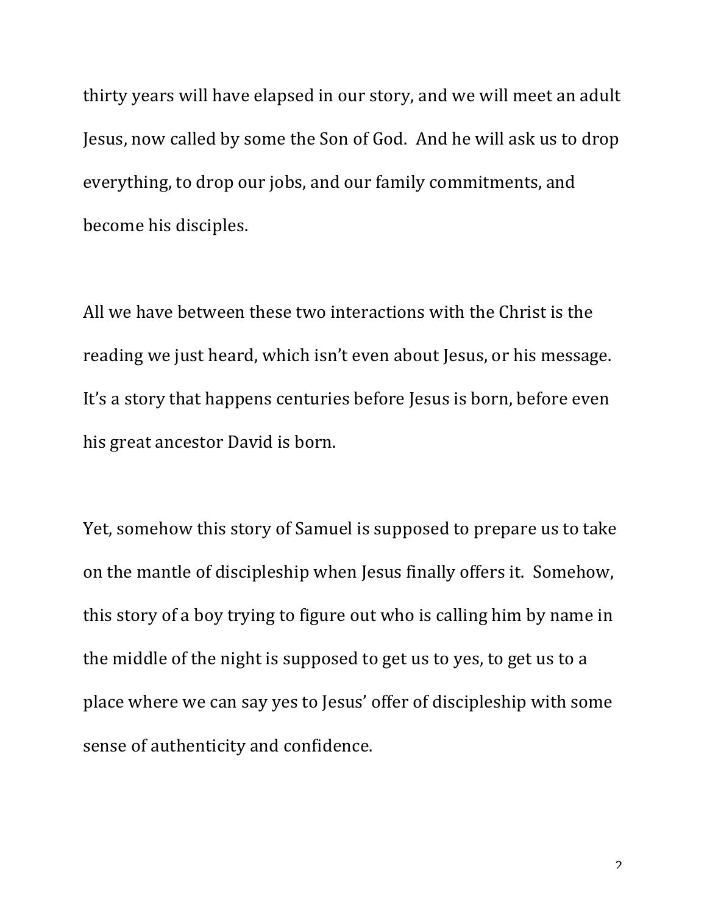thirty years will have elapsed in our story, and we will meet an adult Jesus, now called by some the Son of God. And he will ask us to drop everything, to drop our jobs, and our family commitments, and become his disciples.

All we have between these two interactions with the Christ is the reading we just heard, which isn't even about Jesus, or his message. It's a story that happens centuries before Jesus is born, before even his great ancestor David is born.

Yet, somehow this story of Samuel is supposed to prepare us to take on the mantle of discipleship when Jesus finally offers it. Somehow, this story of a boy trying to figure out who is calling him by name in the middle of the night is supposed to get us to yes, to get us to a place where we can say yes to Jesus' offer of discipleship with some sense of authenticity and confidence.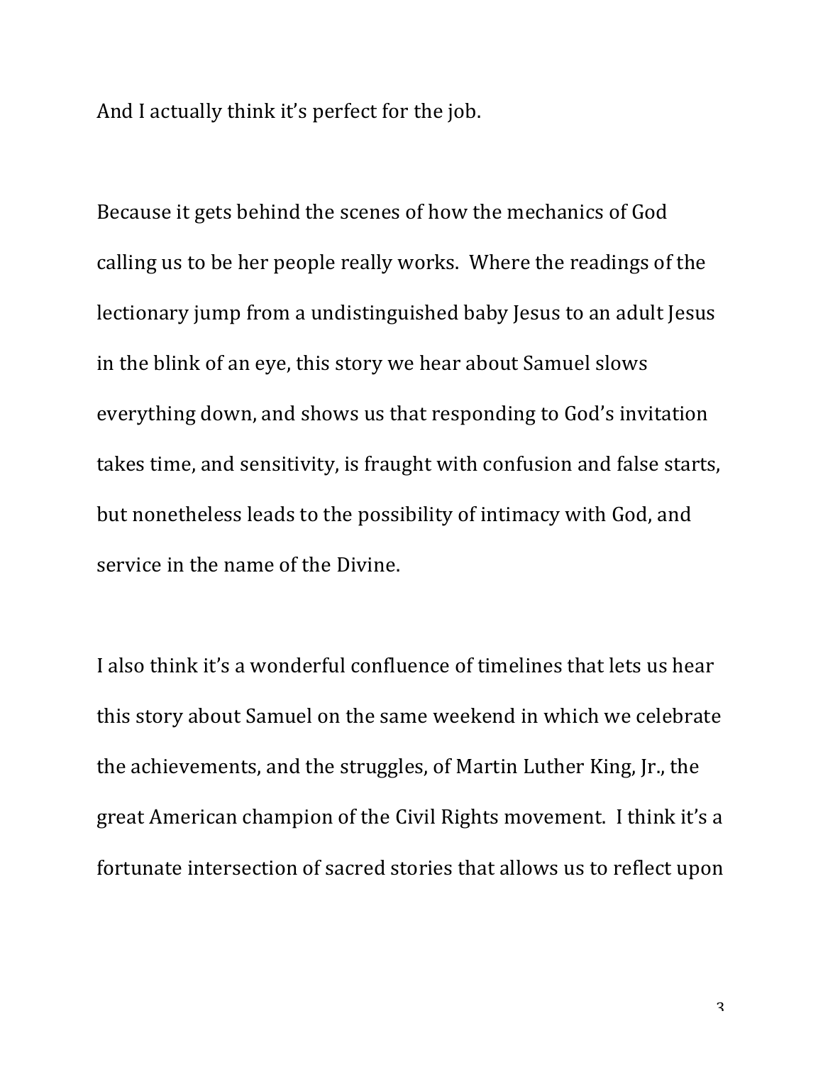And I actually think it's perfect for the job.

Because it gets behind the scenes of how the mechanics of God calling us to be her people really works. Where the readings of the lectionary jump from a undistinguished baby Jesus to an adult Jesus in the blink of an eye, this story we hear about Samuel slows everything down, and shows us that responding to God's invitation takes time, and sensitivity, is fraught with confusion and false starts, but nonetheless leads to the possibility of intimacy with God, and service in the name of the Divine.

I also think it's a wonderful confluence of timelines that lets us hear this story about Samuel on the same weekend in which we celebrate the achievements, and the struggles, of Martin Luther King, Jr., the great American champion of the Civil Rights movement. I think it's a fortunate intersection of sacred stories that allows us to reflect upon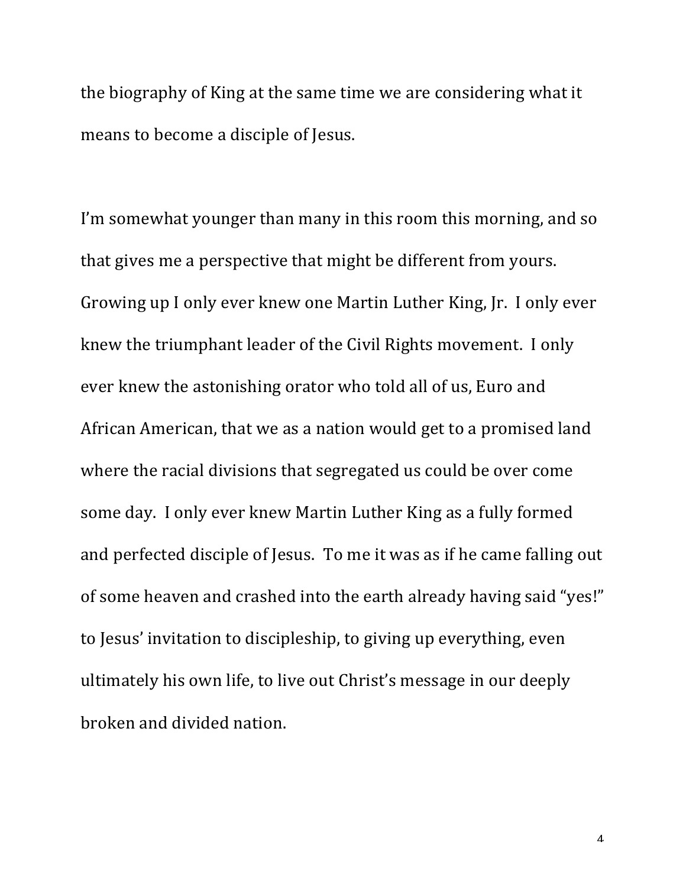the biography of King at the same time we are considering what it means to become a disciple of Jesus.

I'm somewhat younger than many in this room this morning, and so that gives me a perspective that might be different from yours. Growing up I only ever knew one Martin Luther King, Jr. I only ever knew the triumphant leader of the Civil Rights movement. I only ever knew the astonishing orator who told all of us, Euro and African American, that we as a nation would get to a promised land where the racial divisions that segregated us could be over come some day. I only ever knew Martin Luther King as a fully formed and perfected disciple of Jesus. To me it was as if he came falling out of some heaven and crashed into the earth already having said "yes!" to Jesus' invitation to discipleship, to giving up everything, even ultimately his own life, to live out Christ's message in our deeply broken and divided nation.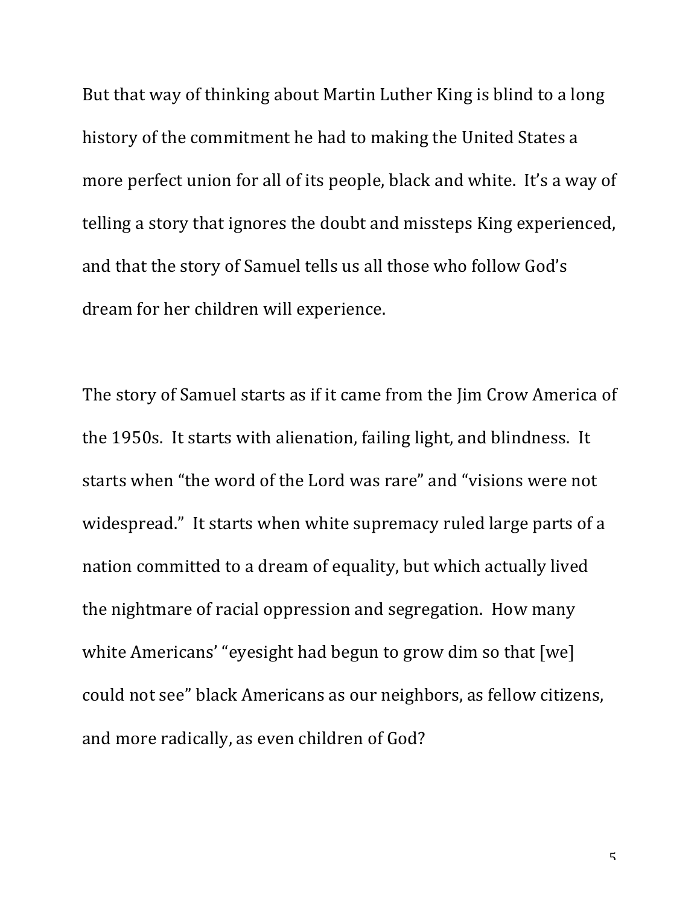But that way of thinking about Martin Luther King is blind to a long history of the commitment he had to making the United States a more perfect union for all of its people, black and white. It's a way of telling a story that ignores the doubt and missteps King experienced, and that the story of Samuel tells us all those who follow God's dream for her children will experience.

The story of Samuel starts as if it came from the Jim Crow America of the 1950s. It starts with alienation, failing light, and blindness. It starts when "the word of the Lord was rare" and "visions were not widespread." It starts when white supremacy ruled large parts of a nation committed to a dream of equality, but which actually lived the nightmare of racial oppression and segregation. How many white Americans' "eyesight had begun to grow dim so that [we] could not see" black Americans as our neighbors, as fellow citizens, and more radically, as even children of God?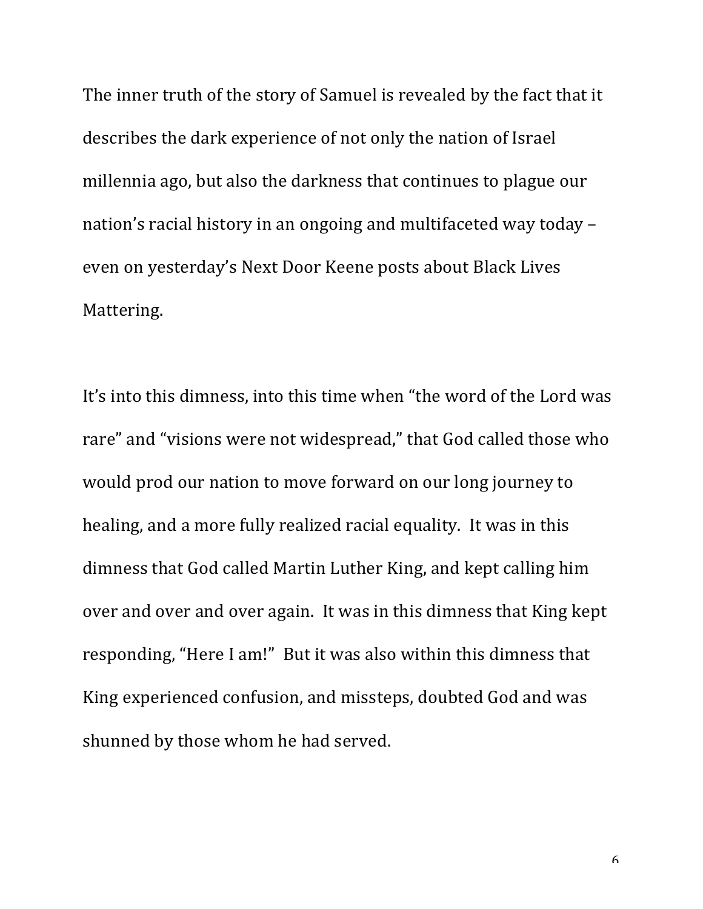The inner truth of the story of Samuel is revealed by the fact that it describes the dark experience of not only the nation of Israel millennia ago, but also the darkness that continues to plague our nation's racial history in an ongoing and multifaceted way today – even on yesterday's Next Door Keene posts about Black Lives Mattering.

It's into this dimness, into this time when "the word of the Lord was rare" and "visions were not widespread," that God called those who would prod our nation to move forward on our long journey to healing, and a more fully realized racial equality. It was in this dimness that God called Martin Luther King, and kept calling him over and over and over again. It was in this dimness that King kept responding, "Here I am!" But it was also within this dimness that King experienced confusion, and missteps, doubted God and was shunned by those whom he had served.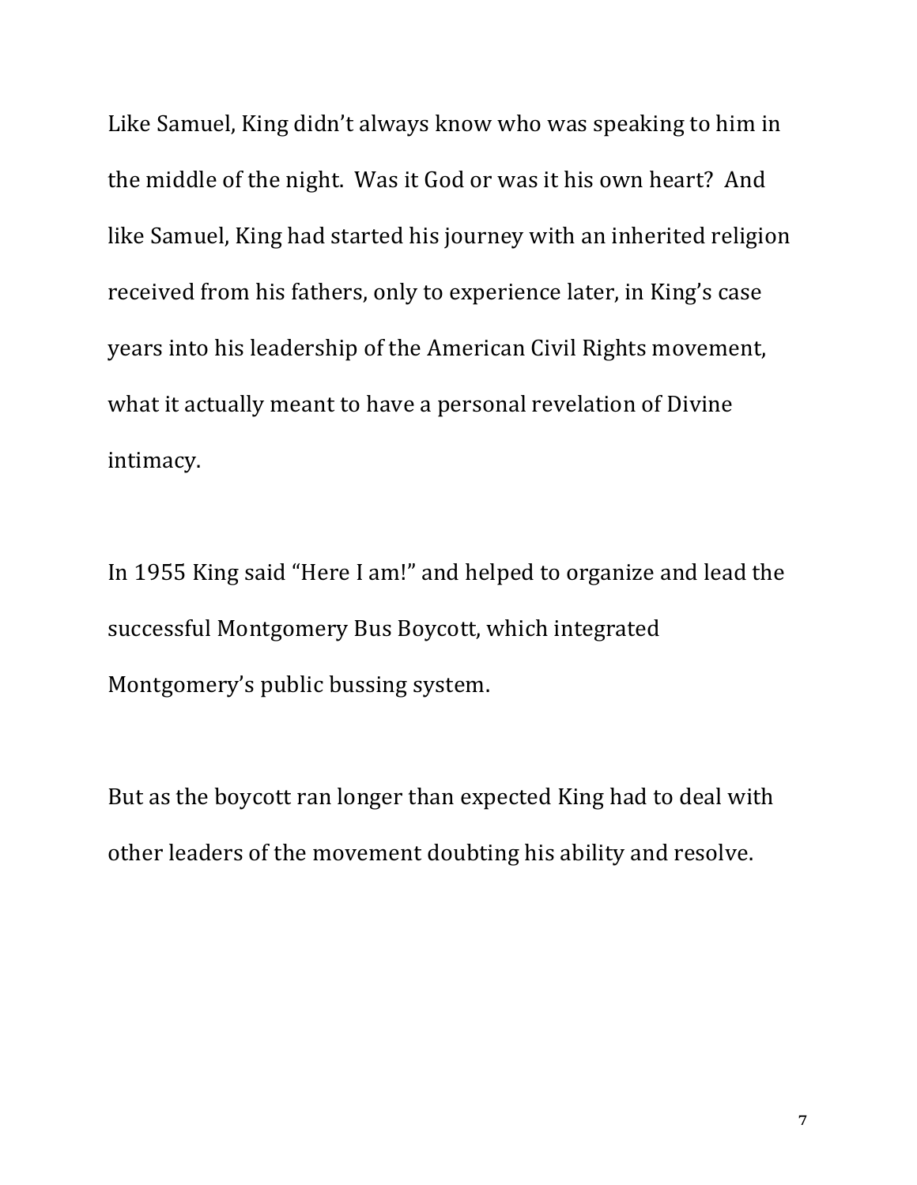Like Samuel, King didn't always know who was speaking to him in the middle of the night. Was it God or was it his own heart? And like Samuel, King had started his journey with an inherited religion received from his fathers, only to experience later, in King's case years into his leadership of the American Civil Rights movement, what it actually meant to have a personal revelation of Divine intimacy.

In 1955 King said "Here I am!" and helped to organize and lead the successful Montgomery Bus Boycott, which integrated Montgomery's public bussing system.

But as the boycott ran longer than expected King had to deal with other leaders of the movement doubting his ability and resolve.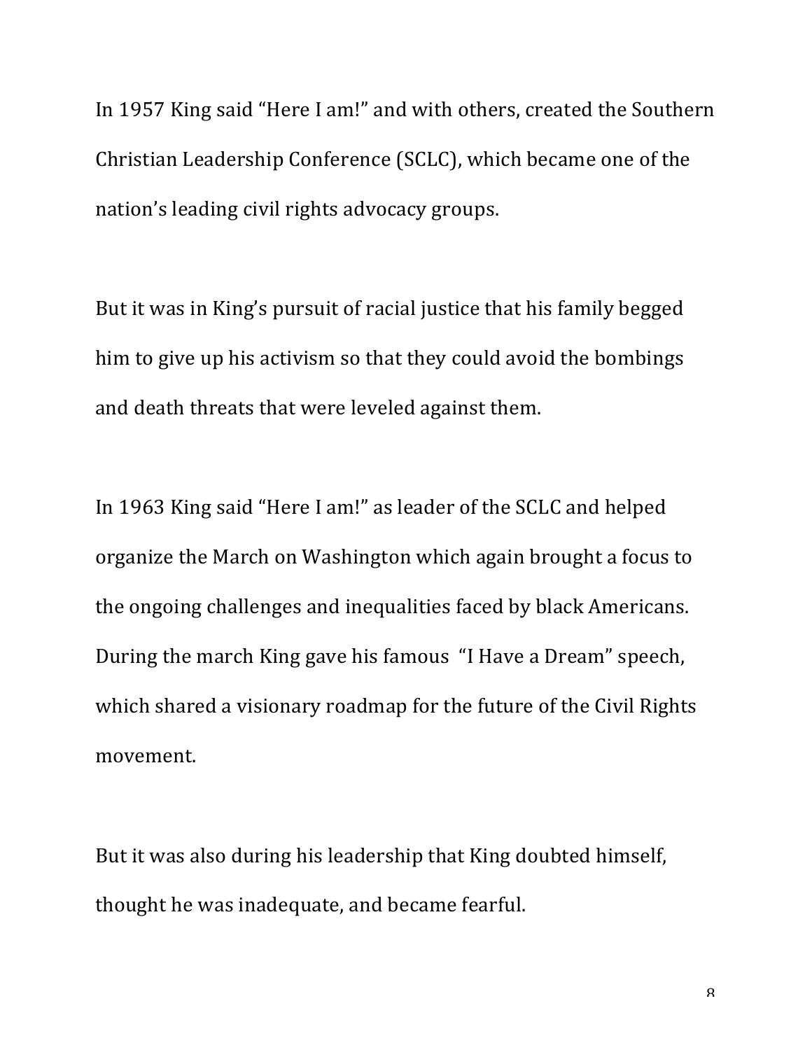In 1957 King said "Here I am!" and with others, created the Southern Christian Leadership Conference (SCLC), which became one of the nation's leading civil rights advocacy groups.

But it was in King's pursuit of racial justice that his family begged him to give up his activism so that they could avoid the bombings and death threats that were leveled against them.

In 1963 King said "Here I am!" as leader of the SCLC and helped organize the March on Washington which again brought a focus to the ongoing challenges and inequalities faced by black Americans. During the march King gave his famous "I Have a Dream" speech, which shared a visionary roadmap for the future of the Civil Rights movement.

But it was also during his leadership that King doubted himself, thought he was inadequate, and became fearful.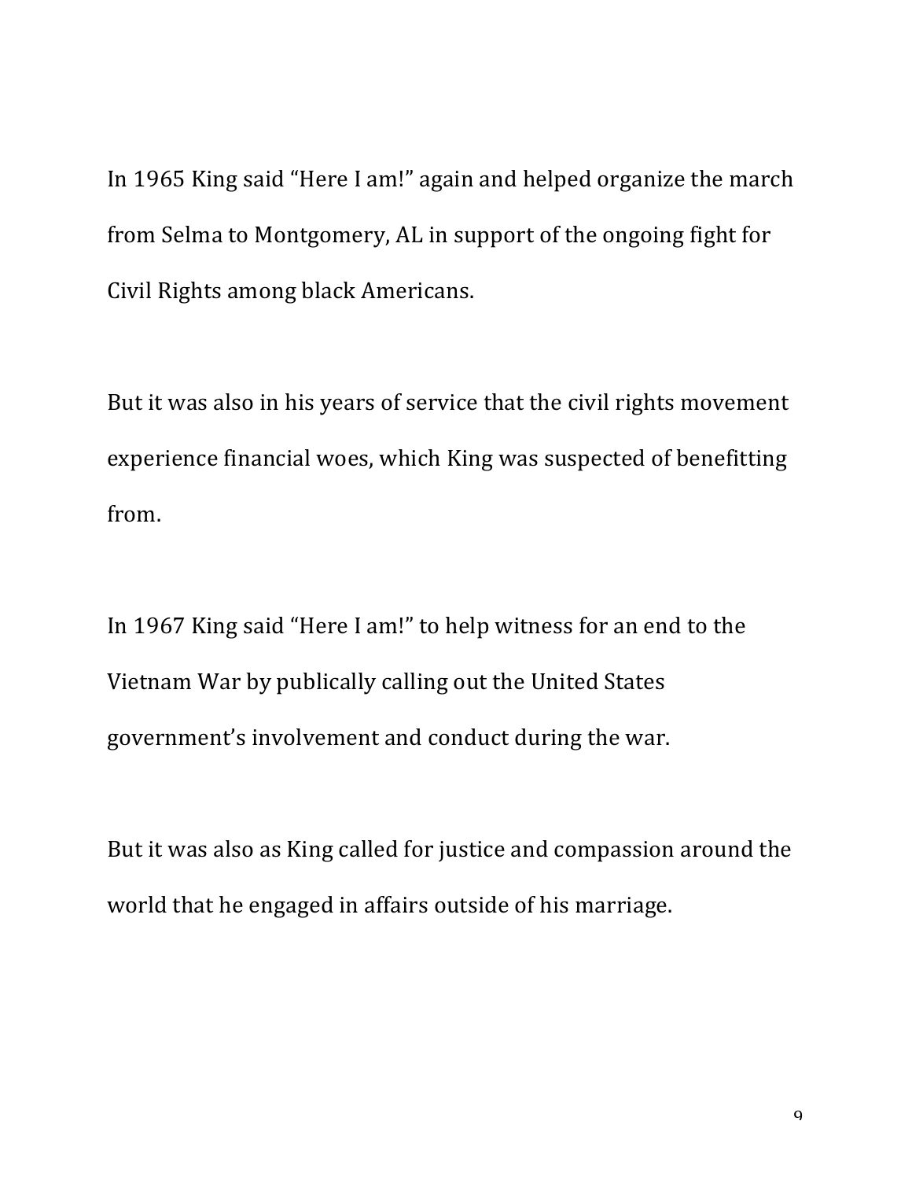In 1965 King said "Here I am!" again and helped organize the march from Selma to Montgomery, AL in support of the ongoing fight for Civil Rights among black Americans.

But it was also in his years of service that the civil rights movement experience financial woes, which King was suspected of benefitting from.

In 1967 King said "Here I am!" to help witness for an end to the Vietnam War by publically calling out the United States government's involvement and conduct during the war.

But it was also as King called for justice and compassion around the world that he engaged in affairs outside of his marriage.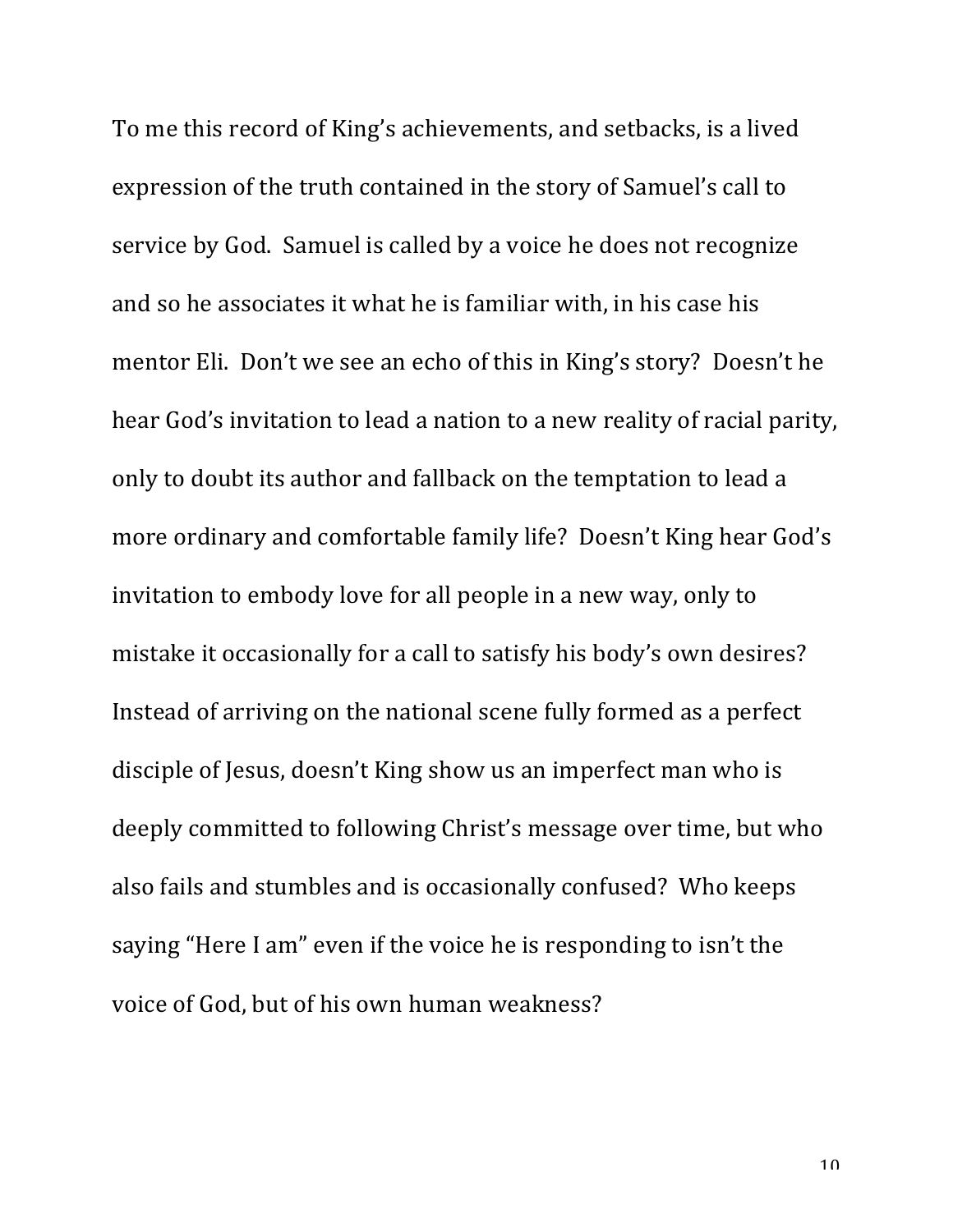To me this record of King's achievements, and setbacks, is a lived expression of the truth contained in the story of Samuel's call to service by God. Samuel is called by a voice he does not recognize and so he associates it what he is familiar with, in his case his mentor Eli. Don't we see an echo of this in King's story? Doesn't he hear God's invitation to lead a nation to a new reality of racial parity, only to doubt its author and fallback on the temptation to lead a more ordinary and comfortable family life? Doesn't King hear God's invitation to embody love for all people in a new way, only to mistake it occasionally for a call to satisfy his body's own desires? Instead of arriving on the national scene fully formed as a perfect disciple of Jesus, doesn't King show us an imperfect man who is deeply committed to following Christ's message over time, but who also fails and stumbles and is occasionally confused? Who keeps saying "Here I am" even if the voice he is responding to isn't the voice of God, but of his own human weakness?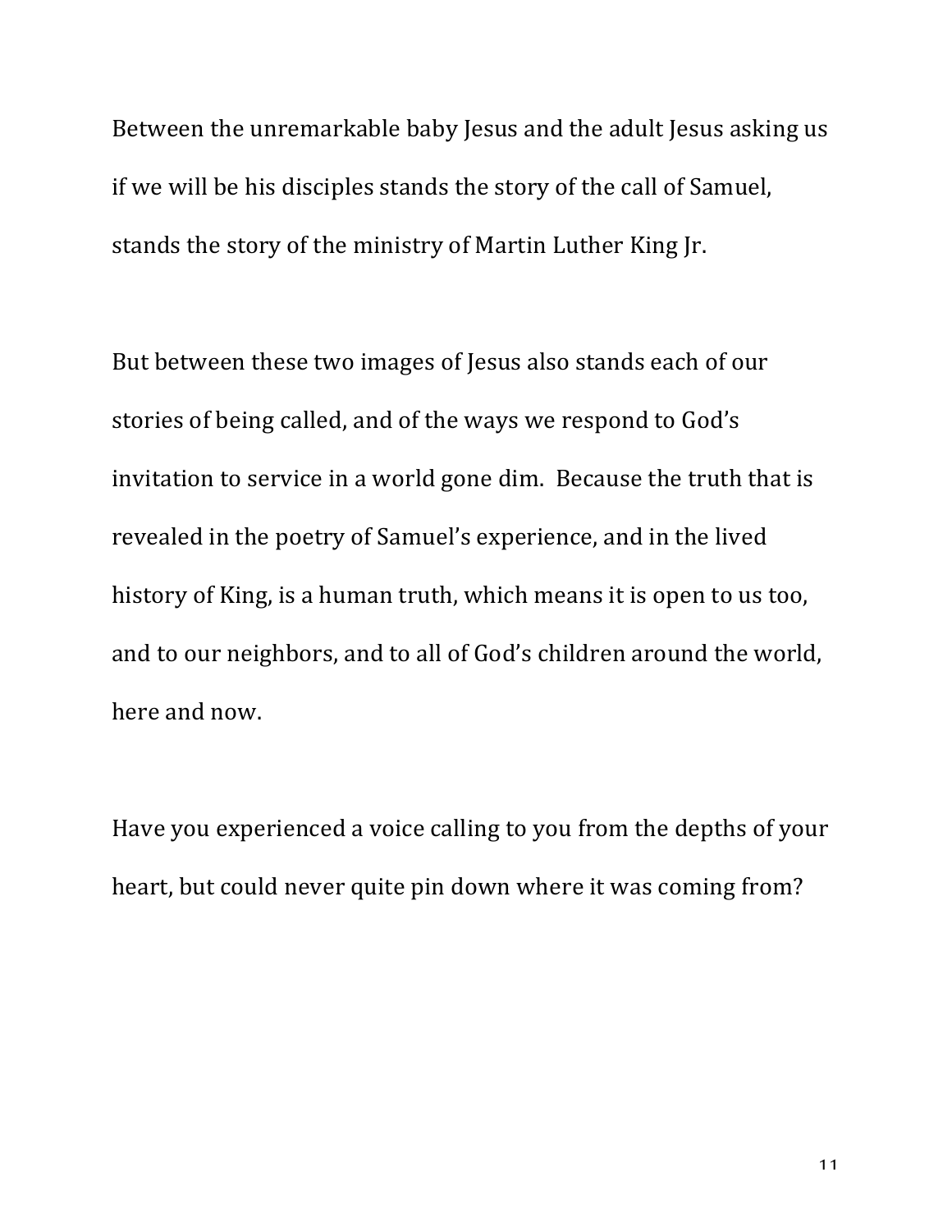Between the unremarkable baby Jesus and the adult Jesus asking us if we will be his disciples stands the story of the call of Samuel, stands the story of the ministry of Martin Luther King Jr.

But between these two images of Jesus also stands each of our stories of being called, and of the ways we respond to God's invitation to service in a world gone dim. Because the truth that is revealed in the poetry of Samuel's experience, and in the lived history of King, is a human truth, which means it is open to us too, and to our neighbors, and to all of God's children around the world, here and now.

Have you experienced a voice calling to you from the depths of your heart, but could never quite pin down where it was coming from?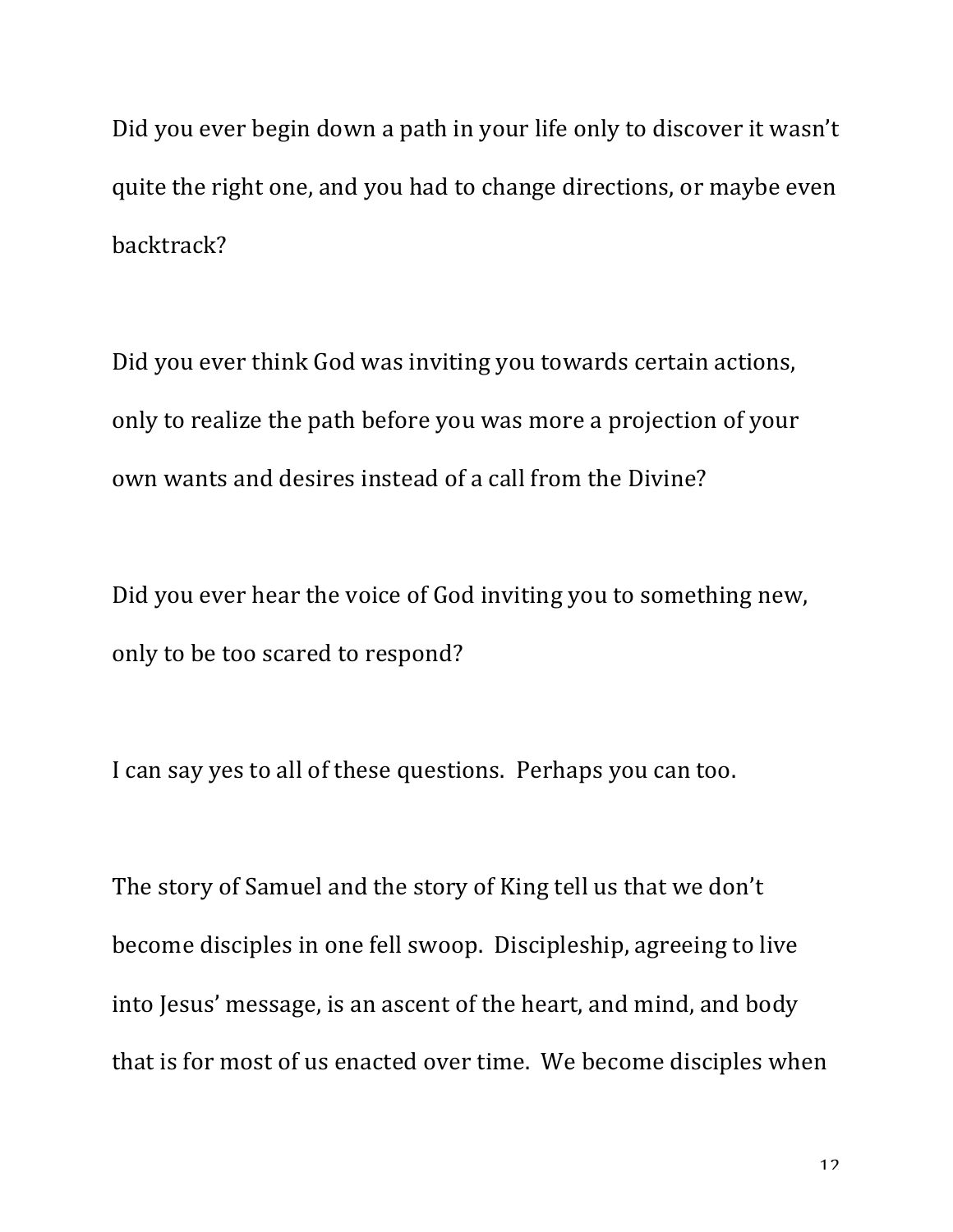Did you ever begin down a path in your life only to discover it wasn't quite the right one, and you had to change directions, or maybe even backtrack?

Did you ever think God was inviting you towards certain actions, only to realize the path before you was more a projection of your own wants and desires instead of a call from the Divine?

Did you ever hear the voice of God inviting you to something new, only to be too scared to respond?

I can say yes to all of these questions. Perhaps you can too.

The story of Samuel and the story of King tell us that we don't become disciples in one fell swoop. Discipleship, agreeing to live into Jesus' message, is an ascent of the heart, and mind, and body that is for most of us enacted over time. We become disciples when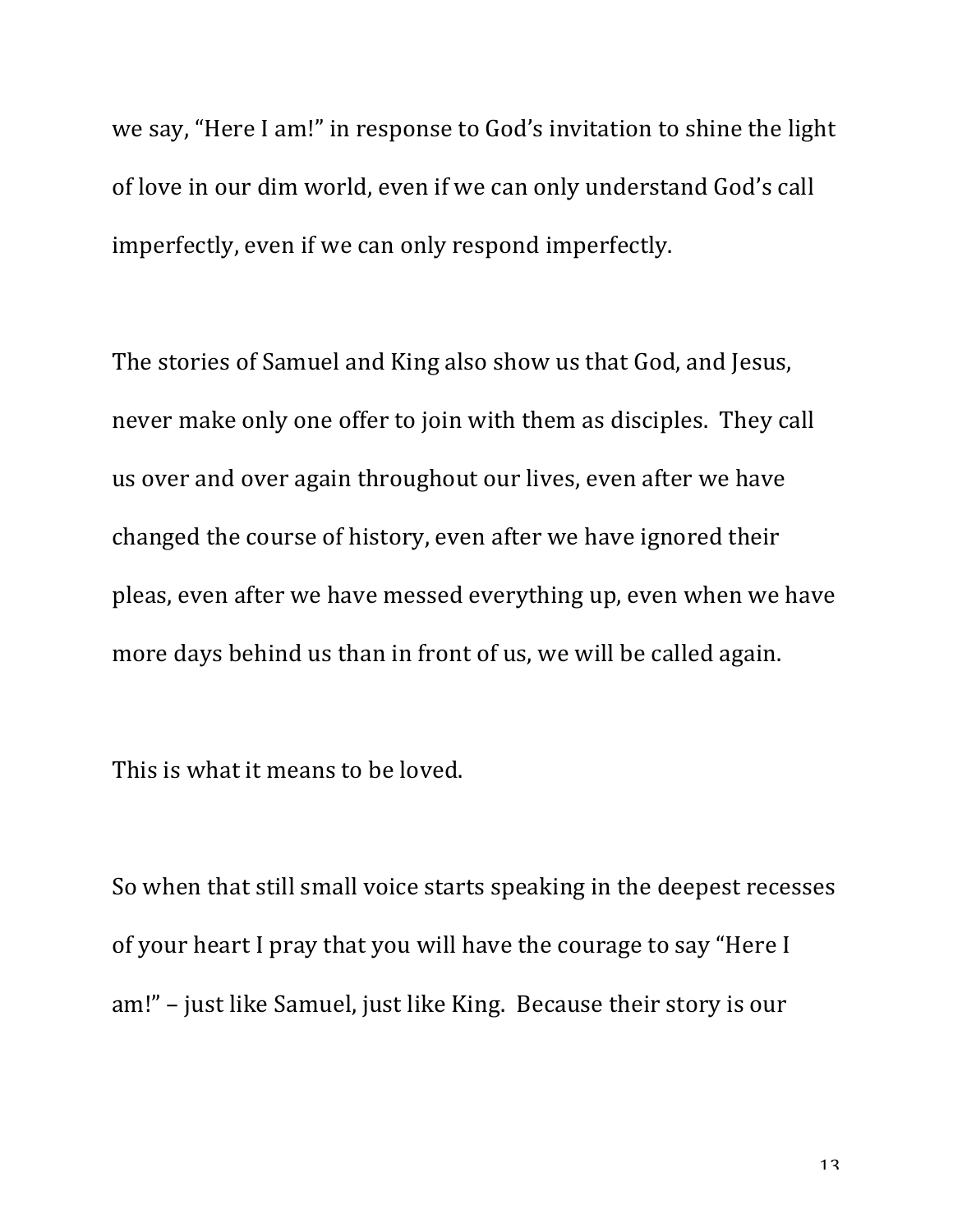we say, “Here I am!” in response to God’s invitation to shine the light of love in our dim world, even if we can only understand God’s call imperfectly, even if we can only respond imperfectly.

The stories of Samuel and King also show us that God, and Jesus, never make only one offer to join with them as disciples. They call us over and over again throughout our lives, even after we have changed the course of history, even after we have ignored their pleas, even after we have messed everything up, even when we have more days behind us than in front of us, we will be called again.

This is what it means to be loved.

So when that still small voice starts speaking in the deepest recesses of your heart I pray that you will have the courage to say “Here I am!” – just like Samuel, just like King. Because their story is our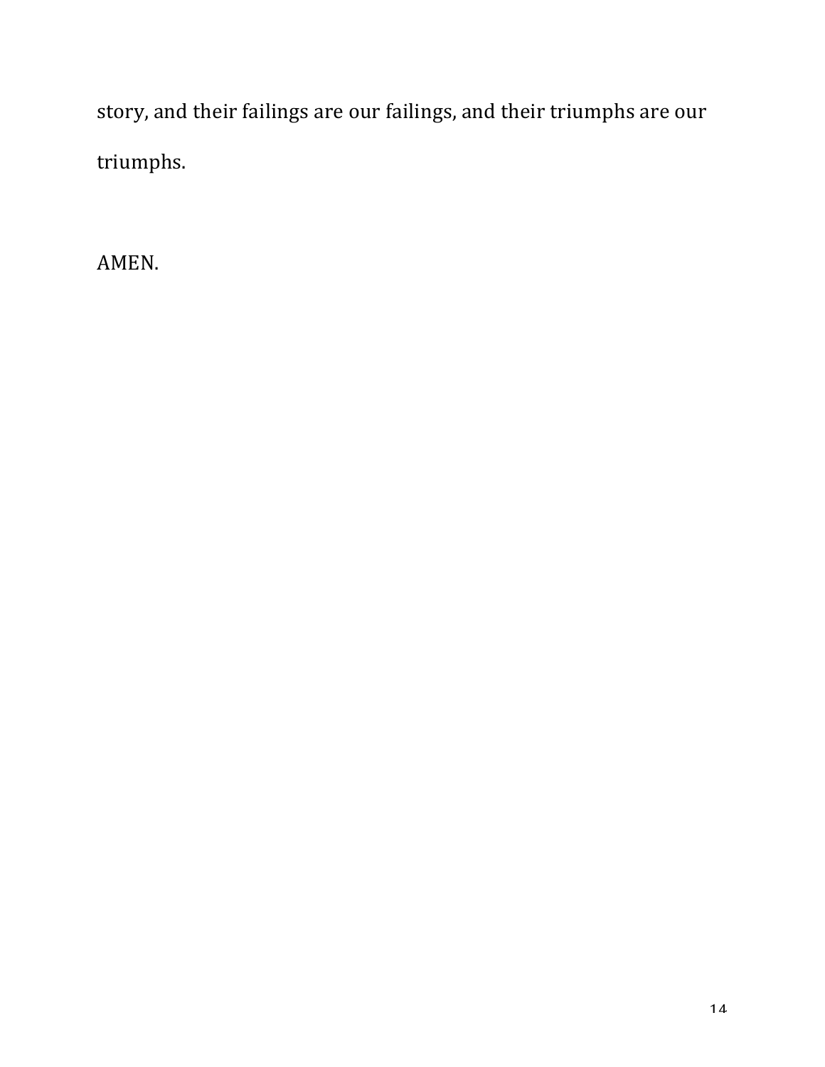story, and their failings are our failings, and their triumphs are our triumphs.

AMEN.